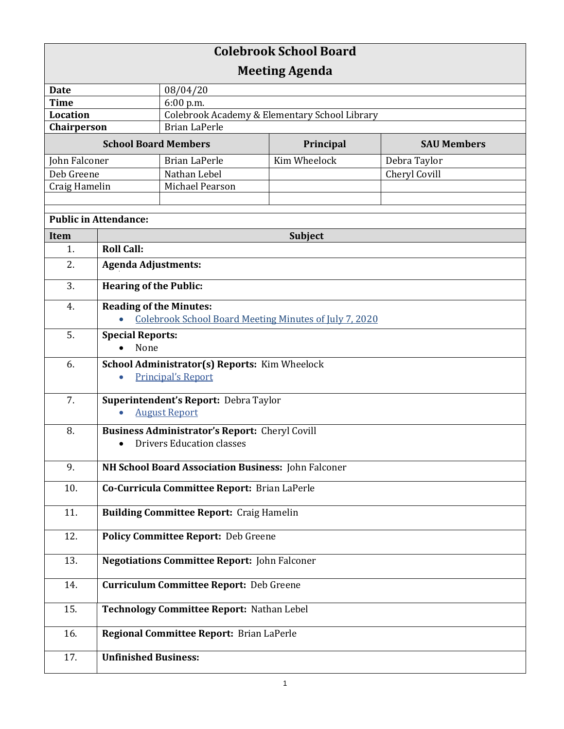# Colebrook School Board

## Meeting Agenda

| | |
|---|---|
| **Date** | 08/04/20 |
| **Time** | 6:00 p.m. |
| **Location** | Colebrook Academy & Elementary School Library |
| **Chairperson** | Brian LaPerle |

| **School Board Members** | | **Principal** | **SAU Members** |
|---|---|---|---|
| John Falconer | Brian LaPerle | Kim Wheelock | Debra Taylor |
| Deb Greene | Nathan Lebel | | Cheryl Covill |
| Craig Hamelin | Michael Pearson | | |

**Public in Attendance:**

| Item | Subject |
|---|---|
| 1. | **Roll Call:** |
| 2. | **Agenda Adjustments:** |
| 3. | **Hearing of the Public:** |
| 4. | **Reading of the Minutes:**<br>• Colebrook School Board Meeting Minutes of July 7, 2020 |
| 5. | **Special Reports:**<br>• None |
| 6. | **School Administrator(s) Reports:** Kim Wheelock<br>• Principal's Report |
| 7. | **Superintendent's Report:** Debra Taylor<br>• August Report |
| 8. | **Business Administrator's Report:** Cheryl Covill<br>• Drivers Education classes |
| 9. | **NH School Board Association Business:** John Falconer |
| 10. | **Co-Curricula Committee Report:** Brian LaPerle |
| 11. | **Building Committee Report:** Craig Hamelin |
| 12. | **Policy Committee Report:** Deb Greene |
| 13. | **Negotiations Committee Report:** John Falconer |
| 14. | **Curriculum Committee Report:** Deb Greene |
| 15. | **Technology Committee Report:** Nathan Lebel |
| 16. | **Regional Committee Report:** Brian LaPerle |
| 17. | **Unfinished Business:** |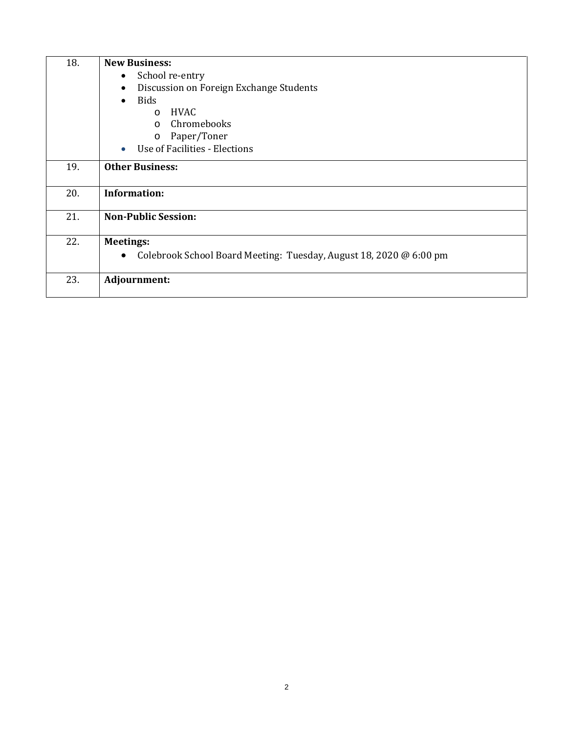| | |
|---|---|
| 18. | **New Business:**<br>• School re-entry<br>• Discussion on Foreign Exchange Students<br>• Bids<br>  o HVAC<br>  o Chromebooks<br>  o Paper/Toner<br>• Use of Facilities - Elections |
| 19. | **Other Business:** |
| 20. | **Information:** |
| 21. | **Non-Public Session:** |
| 22. | **Meetings:**<br>• Colebrook School Board Meeting: Tuesday, August 18, 2020 @ 6:00 pm |
| 23. | **Adjournment:** |